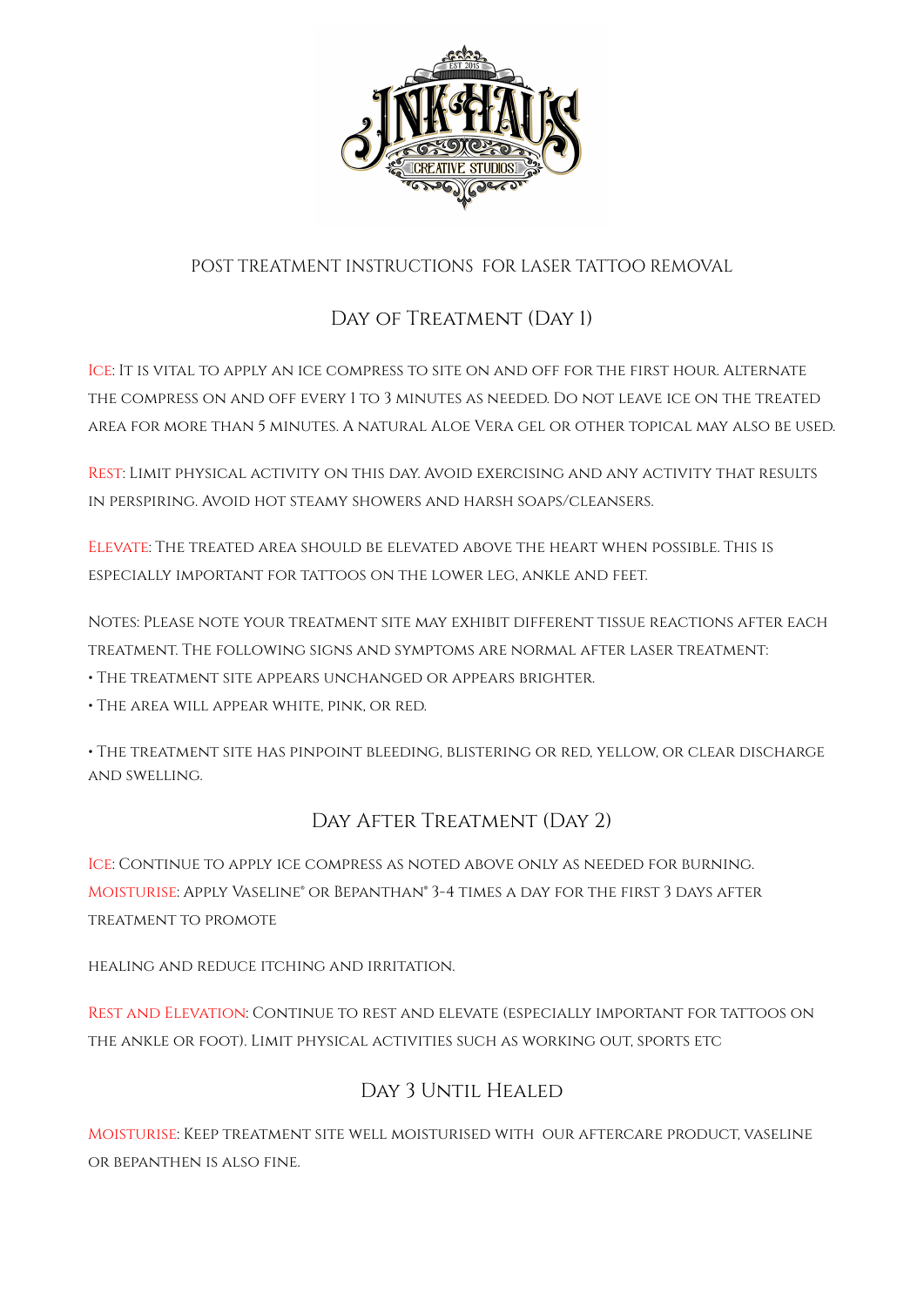# POST TREATMENT INSTRUCTIONS FOR LASER TATTOO REMOVAL

## Day of Treatment (Day 1)

Ice: It is vital to apply an ice compress to site on and off for the first hour. Alternate the compress on and off every 1 to 3 minutes as needed. Do not leave ice on the treated area for more than 5 minutes. A natural Aloe Vera gel or other topical may also be used.

Rest: Limit physical activity on this day. Avoid exercising and any activity that results in perspiring. Avoid hot steamy showers and harsh soaps/cleansers.

Elevate: The treated area should be elevated above the heart when possible. This is especially important for tattoos on the lower leg, ankle and feet.

Notes: Please note your treatment site may exhibit different tissue reactions after each treatment. The following signs and symptoms are normal after laser treatment:

- The treatment site appears unchanged or appears brighter.
- The area will appear white, pink, or red.
- The treatment site has pinpoint bleeding, blistering or red, yellow, or clear discharge and swelling.

## Day After Treatment (Day 2)

Ice: Continue to apply ice compress as noted above only as needed for burning.

Moisturise: Apply Vaseline® or Bepanthan® 3-4 times a day for the first 3 days after treatment to promote

healing and reduce itching and irritation.

Rest and Elevation: Continue to rest and elevate (especially important for tattoos on the ankle or foot). Limit physical activities such as working out, sports etc

## Day 3 Until Healed

Moisturise: Keep treatment site well moisturised with our aftercare product, vaseline or bepanthen is also fine.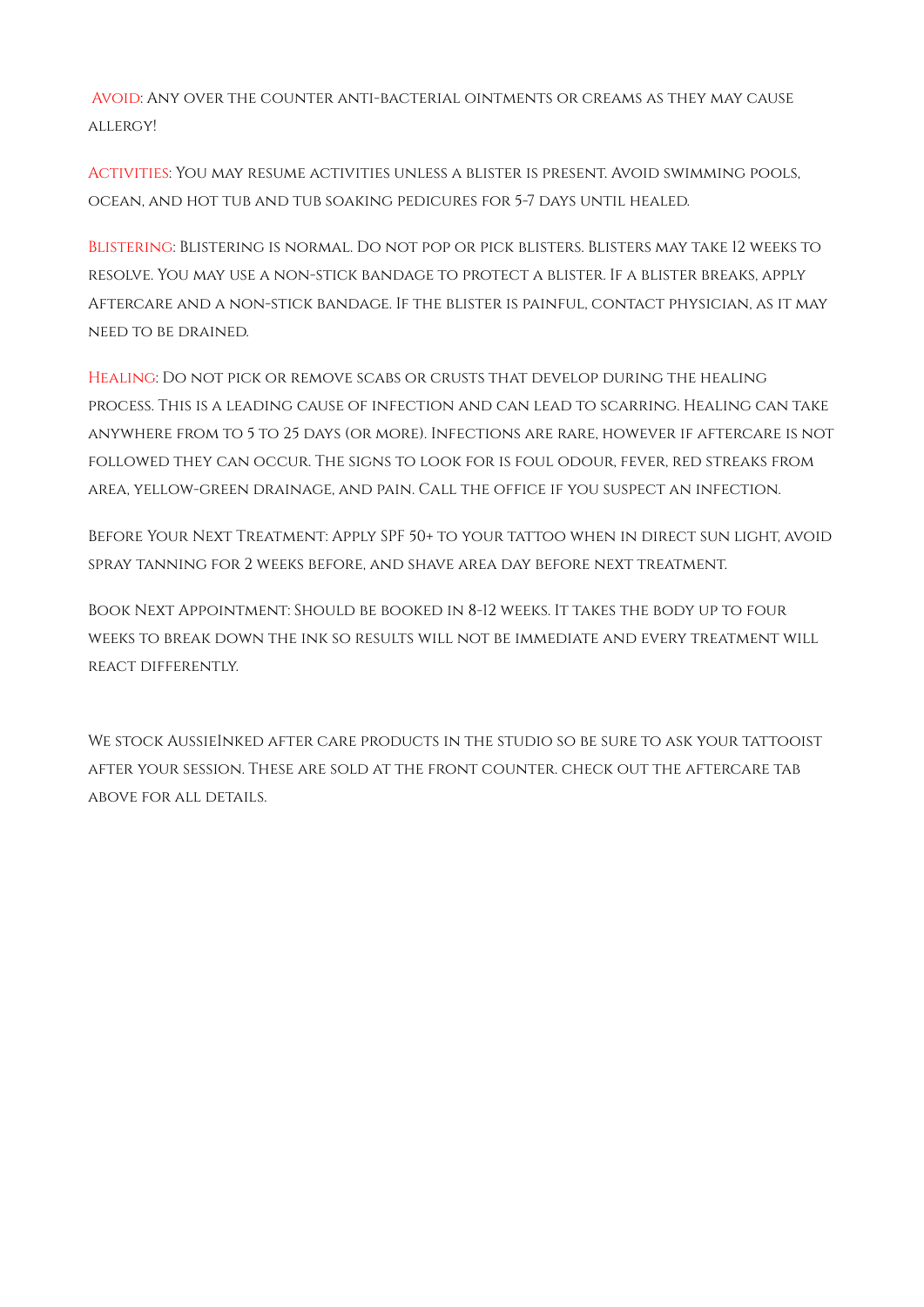**Avoid**: Any over the counter anti-bacterial ointments or creams as they may cause allergy!

**Activities**: You may resume activities unless a blister is present. Avoid swimming pools, ocean, and hot tub and tub soaking pedicures for 5-7 days until healed.

**Blistering**: Blistering is normal. Do not pop or pick blisters. Blisters may take 12 weeks to resolve. You may use a non-stick bandage to protect a blister. If a blister breaks, apply Aftercare and a non-stick bandage. If the blister is painful, contact physician, as it may need to be drained.

**Healing**: Do not pick or remove scabs or crusts that develop during the healing process. This is a leading cause of infection and can lead to scarring. Healing can take anywhere from to 5 to 25 days (or more). Infections are rare, however if aftercare is not followed they can occur. The signs to look for is foul odour, fever, red streaks from area, yellow-green drainage, and pain. Call the office if you suspect an infection.

Before Your Next Treatment: Apply SPF 50+ to your tattoo when in direct sun light, avoid spray tanning for 2 weeks before, and shave area day before next treatment.

Book Next Appointment: Should be booked in 8-12 weeks. It takes the body up to four weeks to break down the ink so results will not be immediate and every treatment will react differently.

We stock AussieInked after care products in the studio so be sure to ask your tattooist after your session. These are sold at the front counter. check out the aftercare tab above for all details.